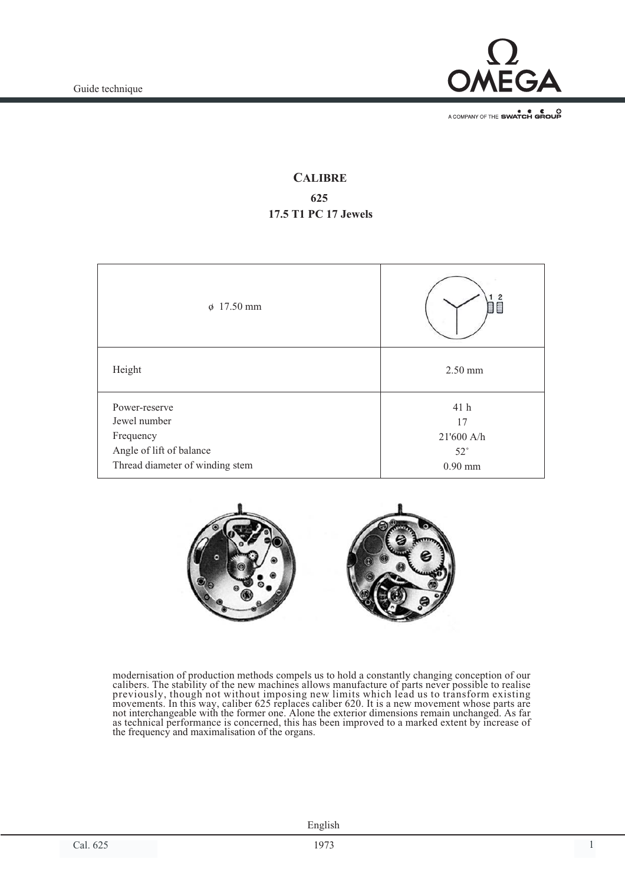# CALIBRE

## 625

### 17.5 T1 PC 17 Jewels

| ø 17.50 mm | |
|---|---|
| Height | 2.50 mm |
| Power-reserve<br>Jewel number<br>Frequency<br>Angle of lift of balance<br>Thread diameter of winding stem | 41 h<br>17<br>21'600 A/h<br>52˚<br>0.90 mm |

modernisation of production methods compels us to hold a constantly changing conception of our calibers. The stability of the new machines allows manufacture of parts never possible to realise previously, though not without imposing new limits which lead us to transform existing movements. In this way, caliber 625 replaces caliber 620. It is a new movement whose parts are not interchangeable with the former one. Alone the exterior dimensions remain unchanged. As far as technical performance is concerned, this has been improved to a marked extent by increase of the frequency and maximalisation of the organs.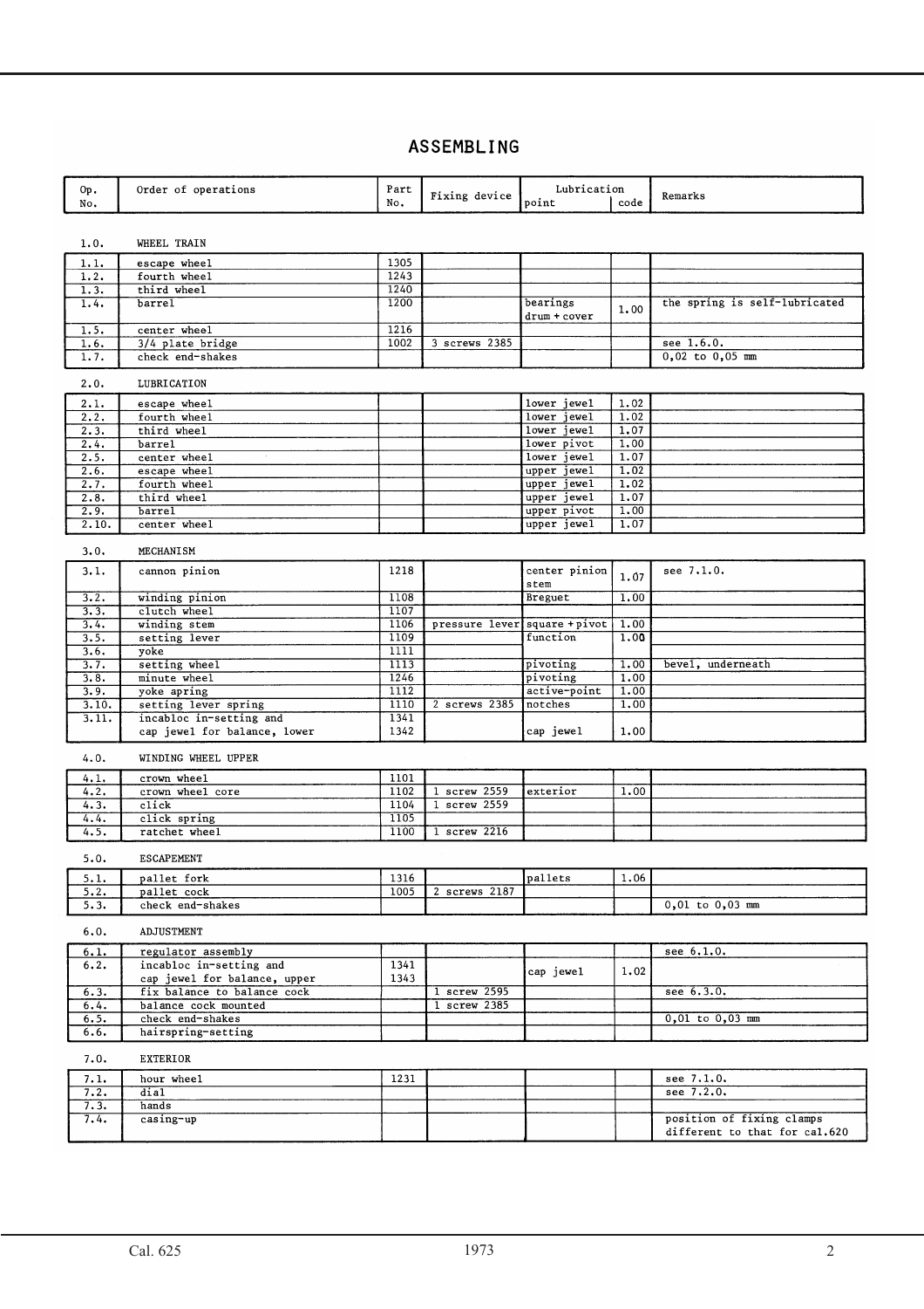# ASSEMBLING

| Op. No. | Order of operations | Part No. | Fixing device | Lubrication point | Lubrication code | Remarks |
|---|---|---|---|---|---|---|
| 1.0. | WHEEL TRAIN | | | | | |
| 1.1. | escape wheel | 1305 | | | | |
| 1.2. | fourth wheel | 1243 | | | | |
| 1.3. | third wheel | 1240 | | | | |
| 1.4. | barrel | 1200 | | bearings drum + cover | 1.00 | the spring is self-lubricated |
| 1.5. | center wheel | 1216 | | | | |
| 1.6. | 3/4 plate bridge | 1002 | 3 screws 2385 | | | see 1.6.0. |
| 1.7. | check end-shakes | | | | | 0,02 to 0,05 mm |
| 2.0. | LUBRICATION | | | | | |
| 2.1. | escape wheel | | | lower jewel | 1.02 | |
| 2.2. | fourth wheel | | | lower jewel | 1.02 | |
| 2.3. | third wheel | | | lower jewel | 1.07 | |
| 2.4. | barrel | | | lower pivot | 1.00 | |
| 2.5. | center wheel | | | lower jewel | 1.07 | |
| 2.6. | escape wheel | | | upper jewel | 1.02 | |
| 2.7. | fourth wheel | | | upper jewel | 1.02 | |
| 2.8. | third wheel | | | upper jewel | 1.07 | |
| 2.9. | barrel | | | upper pivot | 1.00 | |
| 2.10. | center wheel | | | upper jewel | 1.07 | |
| 3.0. | MECHANISM | | | | | |
| 3.1. | cannon pinion | 1218 | | center pinion stem | 1.07 | see 7.1.0. |
| 3.2. | winding pinion | 1108 | | Breguet | 1.00 | |
| 3.3. | clutch wheel | 1107 | | | | |
| 3.4. | winding stem | 1106 | pressure lever | square + pivot | 1.00 | |
| 3.5. | setting lever | 1109 | | function | 1.00 | |
| 3.6. | yoke | 1111 | | | | |
| 3.7. | setting wheel | 1113 | | pivoting | 1.00 | bevel, underneath |
| 3.8. | minute wheel | 1246 | | pivoting | 1.00 | |
| 3.9. | yoke apring | 1112 | | active-point | 1.00 | |
| 3.10. | setting lever spring | 1110 | 2 screws 2385 | notches | 1.00 | |
| 3.11. | incabloc in-setting and cap jewel for balance, lower | 1341<br>1342 | | cap jewel | 1.00 | |
| 4.0. | WINDING WHEEL UPPER | | | | | |
| 4.1. | crown wheel | 1101 | | | | |
| 4.2. | crown wheel core | 1102 | 1 screw 2559 | exterior | 1.00 | |
| 4.3. | click | 1104 | 1 screw 2559 | | | |
| 4.4. | click spring | 1105 | | | | |
| 4.5. | ratchet wheel | 1100 | 1 screw 2216 | | | |
| 5.0. | ESCAPEMENT | | | | | |
| 5.1. | pallet fork | 1316 | | pallets | 1.06 | |
| 5.2. | pallet cock | 1005 | 2 screws 2187 | | | |
| 5.3. | check end-shakes | | | | | 0,01 to 0,03 mm |
| 6.0. | ADJUSTMENT | | | | | |
| 6.1. | regulator assembly | | | | | see 6.1.0. |
| 6.2. | incabloc in-setting and cap jewel for balance, upper | 1341<br>1343 | | cap jewel | 1.02 | |
| 6.3. | fix balance to balance cock | | 1 screw 2595 | | | see 6.3.0. |
| 6.4. | balance cock mounted | | 1 screw 2385 | | | |
| 6.5. | check end-shakes | | | | | 0,01 to 0,03 mm |
| 6.6. | hairspring-setting | | | | | |
| 7.0. | EXTERIOR | | | | | |
| 7.1. | hour wheel | 1231 | | | | see 7.1.0. |
| 7.2. | dial | | | | | see 7.2.0. |
| 7.3. | hands | | | | | |
| 7.4. | casing-up | | | | | position of fixing clamps different to that for cal.620 |

Cal. 625 1973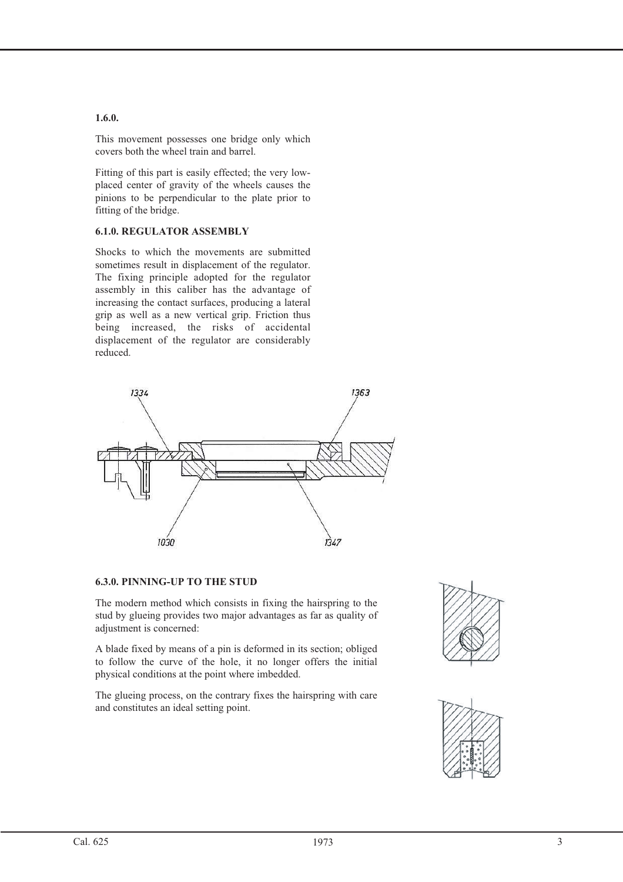**1.6.0.**

This movement possesses one bridge only which covers both the wheel train and barrel.

Fitting of this part is easily effected; the very low-placed center of gravity of the wheels causes the pinions to be perpendicular to the plate prior to fitting of the bridge.

**6.1.0. REGULATOR ASSEMBLY**

Shocks to which the movements are submitted sometimes result in displacement of the regulator. The fixing principle adopted for the regulator assembly in this caliber has the advantage of increasing the contact surfaces, producing a lateral grip as well as a new vertical grip. Friction thus being increased, the risks of accidental displacement of the regulator are considerably reduced.

1334 1363

1030 1347

**6.3.0. PINNING-UP TO THE STUD**

The modern method which consists in fixing the hairspring to the stud by glueing provides two major advantages as far as quality of adjustment is concerned:

A blade fixed by means of a pin is deformed in its section; obliged to follow the curve of the hole, it no longer offers the initial physical conditions at the point where imbedded.

The glueing process, on the contrary fixes the hairspring with care and constitutes an ideal setting point.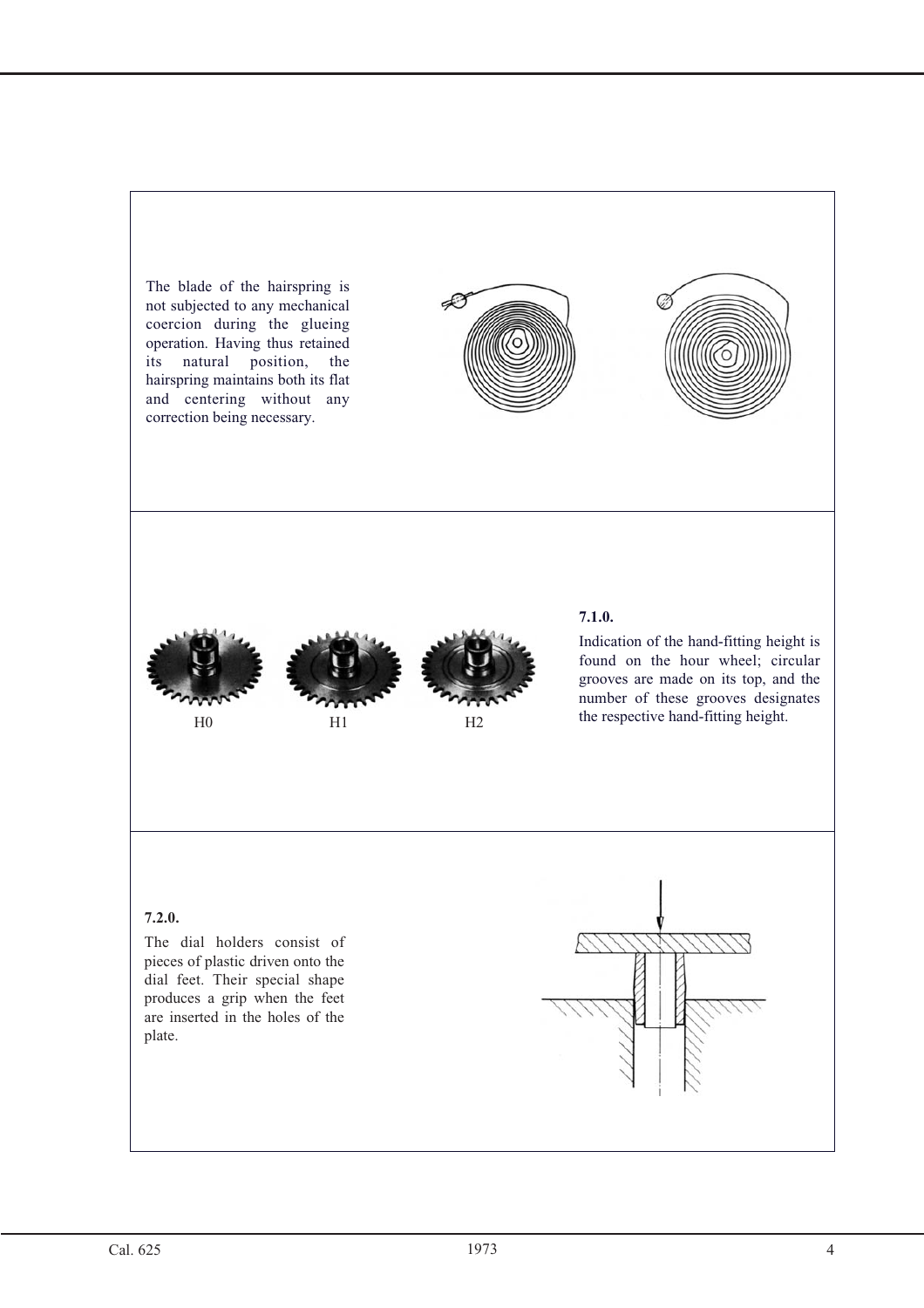The blade of the hairspring is not subjected to any mechanical coercion during the glueing operation. Having thus retained its natural position, the hairspring maintains both its flat and centering without any correction being necessary.

H0 H1 H2

**7.1.0.**

Indication of the hand-fitting height is found on the hour wheel; circular grooves are made on its top, and the number of these grooves designates the respective hand-fitting height.

**7.2.0.**

The dial holders consist of pieces of plastic driven onto the dial feet. Their special shape produces a grip when the feet are inserted in the holes of the plate.